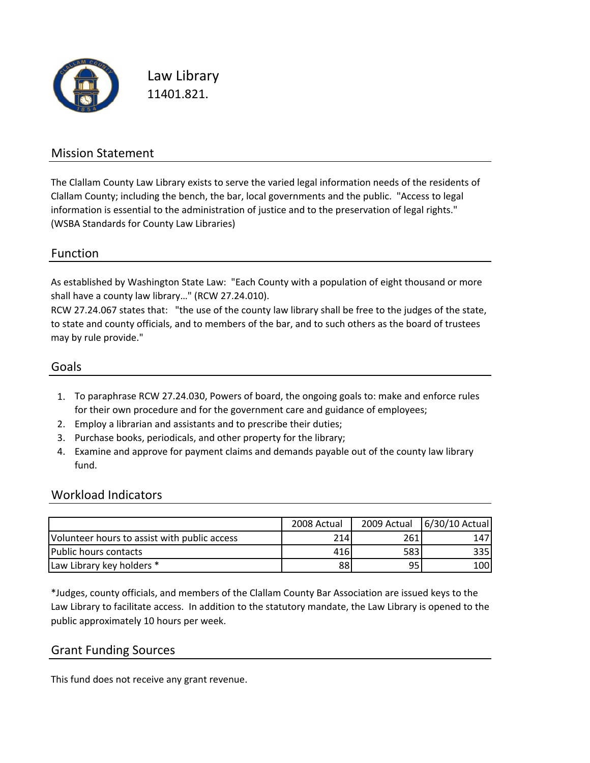# Law Library

11401.821.

## Mission Statement

The Clallam County Law Library exists to serve the varied legal information needs of the residents of Clallam County; including the bench, the bar, local governments and the public. "Access to legal information is essential to the administration of justice and to the preservation of legal rights." (WSBA Standards for County Law Libraries)

## Function

As established by Washington State Law: "Each County with a population of eight thousand or more shall have a county law library…" (RCW 27.24.010).
RCW 27.24.067 states that: "the use of the county law library shall be free to the judges of the state, to state and county officials, and to members of the bar, and to such others as the board of trustees may by rule provide."

## Goals

1. To paraphrase RCW 27.24.030, Powers of board, the ongoing goals to: make and enforce rules for their own procedure and for the government care and guidance of employees;
2. Employ a librarian and assistants and to prescribe their duties;
3. Purchase books, periodicals, and other property for the library;
4. Examine and approve for payment claims and demands payable out of the county law library fund.

## Workload Indicators

| | 2008 Actual | 2009 Actual | 6/30/10 Actual |
|---|---|---|---|
| Volunteer hours to assist with public access | 214 | 261 | 147 |
| Public hours contacts | 416 | 583 | 335 |
| Law Library key holders * | 88 | 95 | 100 |

*Judges, county officials, and members of the Clallam County Bar Association are issued keys to the Law Library to facilitate access. In addition to the statutory mandate, the Law Library is opened to the public approximately 10 hours per week.

## Grant Funding Sources

This fund does not receive any grant revenue.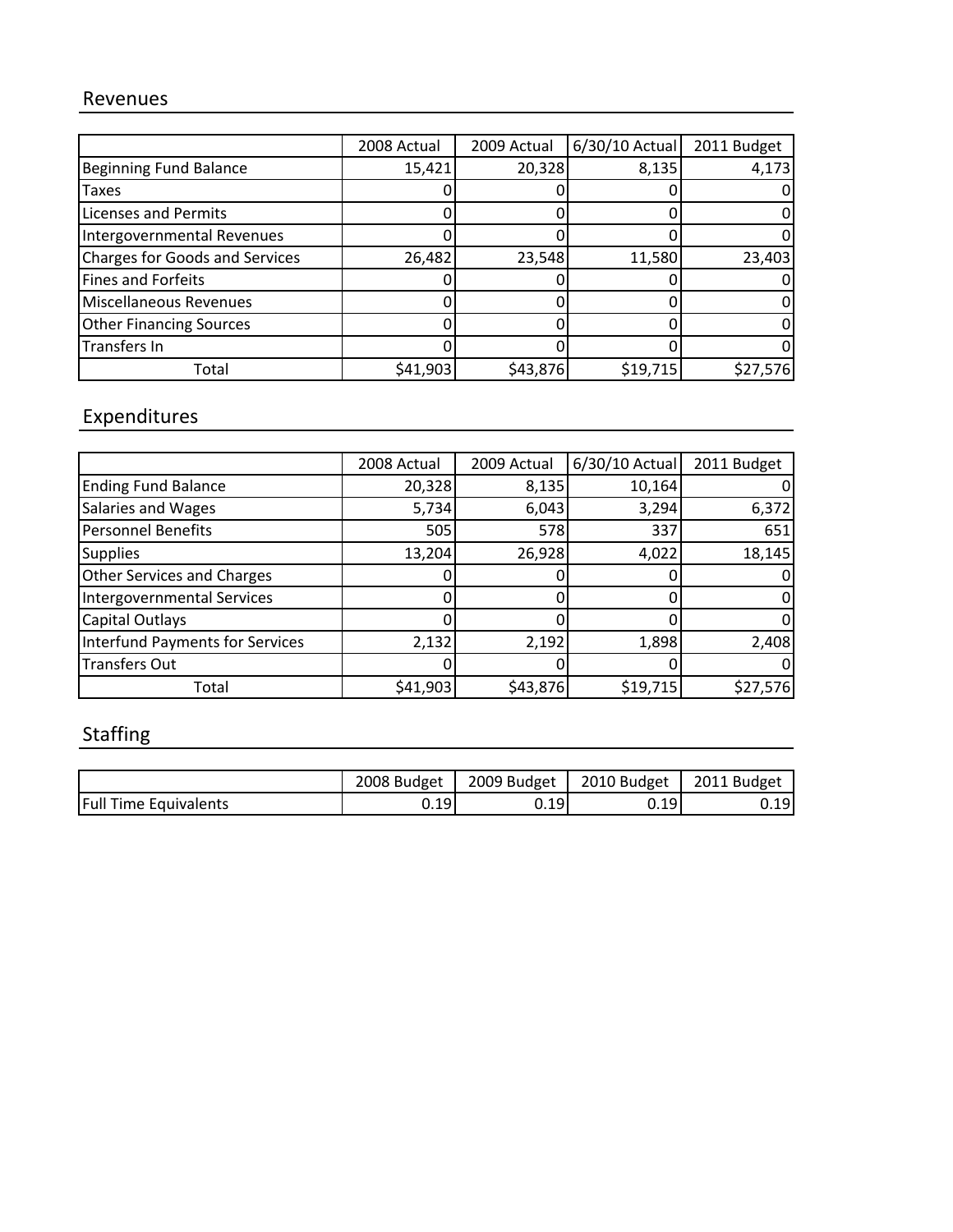## Revenues

| | 2008 Actual | 2009 Actual | 6/30/10 Actual | 2011 Budget |
|---|---|---|---|---|
| Beginning Fund Balance | 15,421 | 20,328 | 8,135 | 4,173 |
| Taxes | 0 | 0 | 0 | 0 |
| Licenses and Permits | 0 | 0 | 0 | 0 |
| Intergovernmental Revenues | 0 | 0 | 0 | 0 |
| Charges for Goods and Services | 26,482 | 23,548 | 11,580 | 23,403 |
| Fines and Forfeits | 0 | 0 | 0 | 0 |
| Miscellaneous Revenues | 0 | 0 | 0 | 0 |
| Other Financing Sources | 0 | 0 | 0 | 0 |
| Transfers In | 0 | 0 | 0 | 0 |
| Total | $41,903 | $43,876 | $19,715 | $27,576 |

## Expenditures

| | 2008 Actual | 2009 Actual | 6/30/10 Actual | 2011 Budget |
|---|---|---|---|---|
| Ending Fund Balance | 20,328 | 8,135 | 10,164 | 0 |
| Salaries and Wages | 5,734 | 6,043 | 3,294 | 6,372 |
| Personnel Benefits | 505 | 578 | 337 | 651 |
| Supplies | 13,204 | 26,928 | 4,022 | 18,145 |
| Other Services and Charges | 0 | 0 | 0 | 0 |
| Intergovernmental Services | 0 | 0 | 0 | 0 |
| Capital Outlays | 0 | 0 | 0 | 0 |
| Interfund Payments for Services | 2,132 | 2,192 | 1,898 | 2,408 |
| Transfers Out | 0 | 0 | 0 | 0 |
| Total | $41,903 | $43,876 | $19,715 | $27,576 |

## Staffing

| | 2008 Budget | 2009 Budget | 2010 Budget | 2011 Budget |
|---|---|---|---|---|
| Full Time Equivalents | 0.19 | 0.19 | 0.19 | 0.19 |